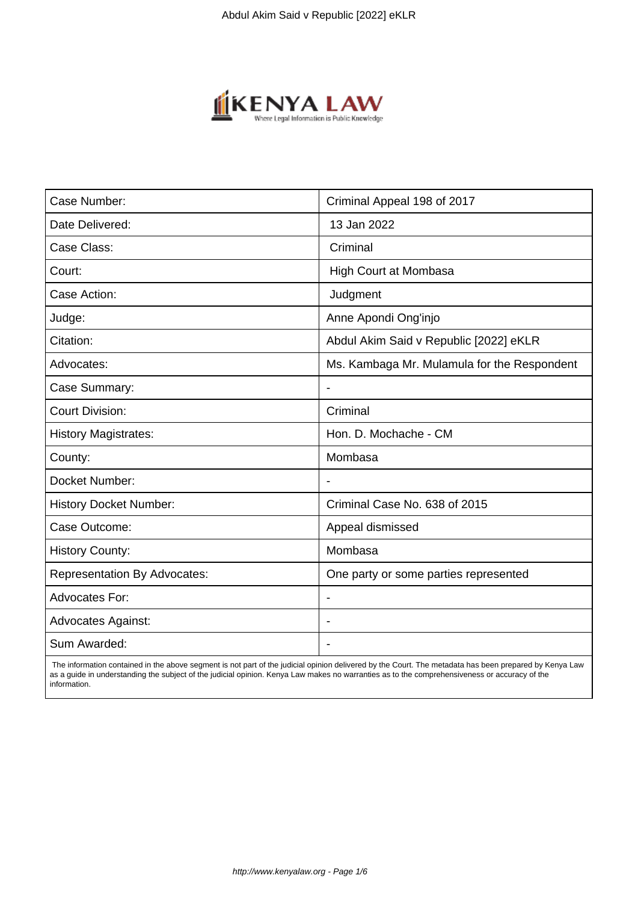| Case Number: | Criminal Appeal 198 of 2017 |
|---|---|
| Date Delivered: | 13 Jan 2022 |
| Case Class: | Criminal |
| Court: | High Court at Mombasa |
| Case Action: | Judgment |
| Judge: | Anne Apondi Ong'injo |
| Citation: | Abdul Akim Said v Republic [2022] eKLR |
| Advocates: | Ms. Kambaga Mr. Mulamula for the Respondent |
| Case Summary: | - |
| Court Division: | Criminal |
| History Magistrates: | Hon. D. Mochache - CM |
| County: | Mombasa |
| Docket Number: | - |
| History Docket Number: | Criminal Case No. 638 of 2015 |
| Case Outcome: | Appeal dismissed |
| History County: | Mombasa |
| Representation By Advocates: | One party or some parties represented |
| Advocates For: | - |
| Advocates Against: | - |
| Sum Awarded: | - |

The information contained in the above segment is not part of the judicial opinion delivered by the Court. The metadata has been prepared by Kenya Law as a guide in understanding the subject of the judicial opinion. Kenya Law makes no warranties as to the comprehensiveness or accuracy of the information.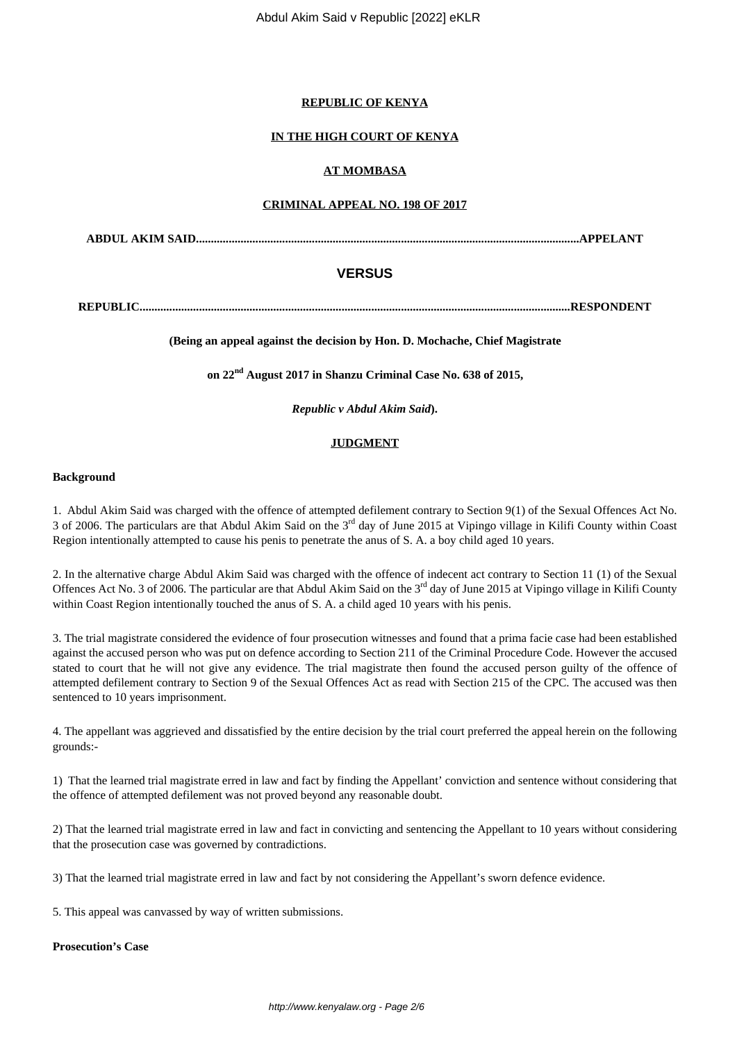**REPUBLIC OF KENYA**

**IN THE HIGH COURT OF KENYA**

**AT MOMBASA**

**CRIMINAL APPEAL NO. 198 OF 2017**

**ABDUL AKIM SAID..................................................................................................................................APPELANT**

**VERSUS**

**REPUBLIC..................................................................................................................................................RESPONDENT**

**(Being an appeal against the decision by Hon. D. Mochache, Chief Magistrate**

**on 22nd August 2017 in Shanzu Criminal Case No. 638 of 2015,**

***Republic v Abdul Akim Said*).**

**JUDGMENT**

**Background**

1. Abdul Akim Said was charged with the offence of attempted defilement contrary to Section 9(1) of the Sexual Offences Act No. 3 of 2006. The particulars are that Abdul Akim Said on the 3rd day of June 2015 at Vipingo village in Kilifi County within Coast Region intentionally attempted to cause his penis to penetrate the anus of S. A. a boy child aged 10 years.

2. In the alternative charge Abdul Akim Said was charged with the offence of indecent act contrary to Section 11 (1) of the Sexual Offences Act No. 3 of 2006. The particular are that Abdul Akim Said on the 3rd day of June 2015 at Vipingo village in Kilifi County within Coast Region intentionally touched the anus of S. A. a child aged 10 years with his penis.

3. The trial magistrate considered the evidence of four prosecution witnesses and found that a prima facie case had been established against the accused person who was put on defence according to Section 211 of the Criminal Procedure Code. However the accused stated to court that he will not give any evidence. The trial magistrate then found the accused person guilty of the offence of attempted defilement contrary to Section 9 of the Sexual Offences Act as read with Section 215 of the CPC. The accused was then sentenced to 10 years imprisonment.

4. The appellant was aggrieved and dissatisfied by the entire decision by the trial court preferred the appeal herein on the following grounds:-

1) That the learned trial magistrate erred in law and fact by finding the Appellant' conviction and sentence without considering that the offence of attempted defilement was not proved beyond any reasonable doubt.

2) That the learned trial magistrate erred in law and fact in convicting and sentencing the Appellant to 10 years without considering that the prosecution case was governed by contradictions.

3) That the learned trial magistrate erred in law and fact by not considering the Appellant's sworn defence evidence.

5. This appeal was canvassed by way of written submissions.

**Prosecution's Case**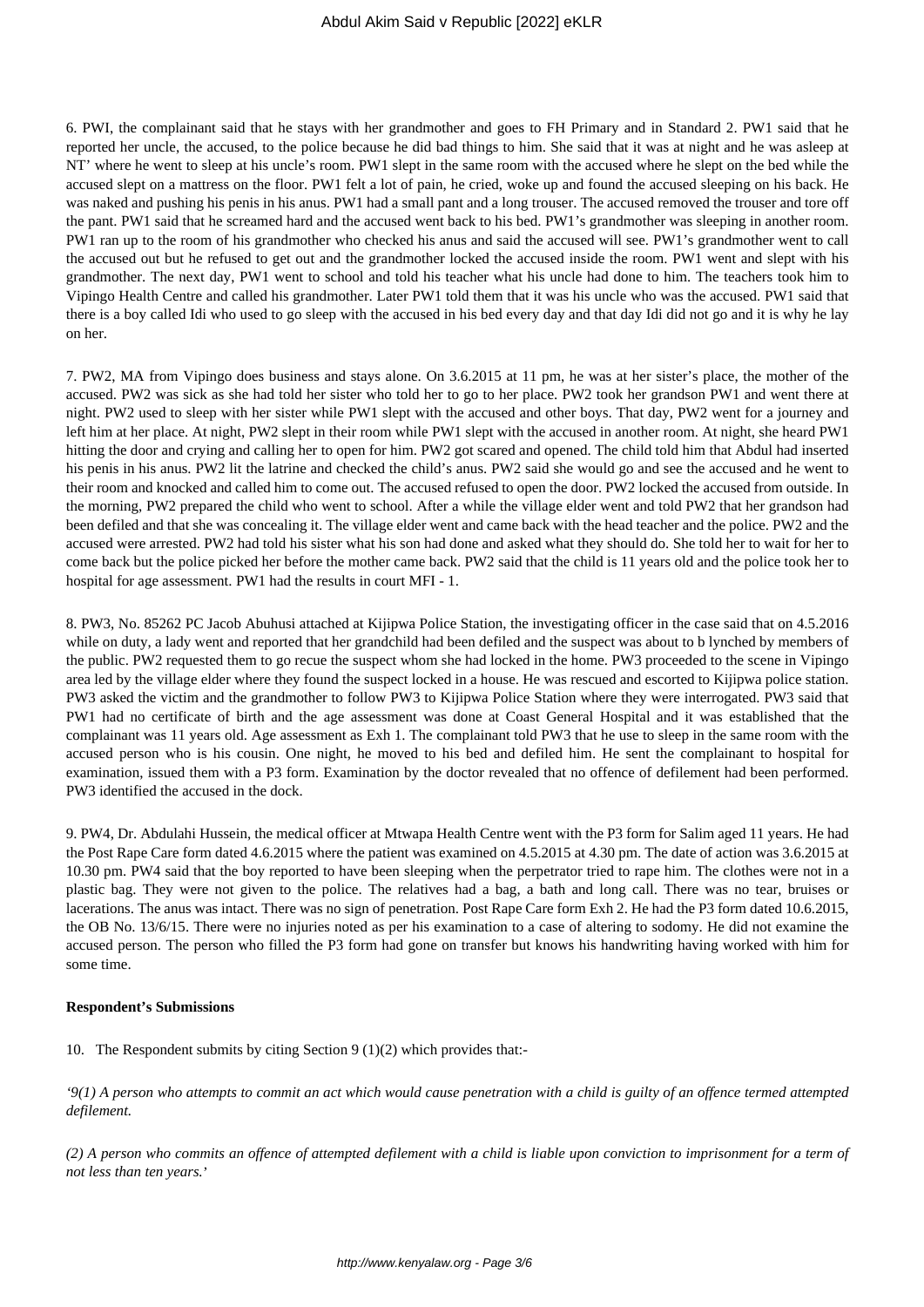6. PWI, the complainant said that he stays with her grandmother and goes to FH Primary and in Standard 2. PW1 said that he reported her uncle, the accused, to the police because he did bad things to him. She said that it was at night and he was asleep at NT' where he went to sleep at his uncle's room. PW1 slept in the same room with the accused where he slept on the bed while the accused slept on a mattress on the floor. PW1 felt a lot of pain, he cried, woke up and found the accused sleeping on his back. He was naked and pushing his penis in his anus. PW1 had a small pant and a long trouser. The accused removed the trouser and tore off the pant. PW1 said that he screamed hard and the accused went back to his bed. PW1's grandmother was sleeping in another room. PW1 ran up to the room of his grandmother who checked his anus and said the accused will see. PW1's grandmother went to call the accused out but he refused to get out and the grandmother locked the accused inside the room. PW1 went and slept with his grandmother. The next day, PW1 went to school and told his teacher what his uncle had done to him. The teachers took him to Vipingo Health Centre and called his grandmother. Later PW1 told them that it was his uncle who was the accused. PW1 said that there is a boy called Idi who used to go sleep with the accused in his bed every day and that day Idi did not go and it is why he lay on her.

7. PW2, MA from Vipingo does business and stays alone. On 3.6.2015 at 11 pm, he was at her sister's place, the mother of the accused. PW2 was sick as she had told her sister who told her to go to her place. PW2 took her grandson PW1 and went there at night. PW2 used to sleep with her sister while PW1 slept with the accused and other boys. That day, PW2 went for a journey and left him at her place. At night, PW2 slept in their room while PW1 slept with the accused in another room. At night, she heard PW1 hitting the door and crying and calling her to open for him. PW2 got scared and opened. The child told him that Abdul had inserted his penis in his anus. PW2 lit the latrine and checked the child's anus. PW2 said she would go and see the accused and he went to their room and knocked and called him to come out. The accused refused to open the door. PW2 locked the accused from outside. In the morning, PW2 prepared the child who went to school. After a while the village elder went and told PW2 that her grandson had been defiled and that she was concealing it. The village elder went and came back with the head teacher and the police. PW2 and the accused were arrested. PW2 had told his sister what his son had done and asked what they should do. She told her to wait for her to come back but the police picked her before the mother came back. PW2 said that the child is 11 years old and the police took her to hospital for age assessment. PW1 had the results in court MFI - 1.

8. PW3, No. 85262 PC Jacob Abuhusi attached at Kijipwa Police Station, the investigating officer in the case said that on 4.5.2016 while on duty, a lady went and reported that her grandchild had been defiled and the suspect was about to b lynched by members of the public. PW2 requested them to go recue the suspect whom she had locked in the home. PW3 proceeded to the scene in Vipingo area led by the village elder where they found the suspect locked in a house. He was rescued and escorted to Kijipwa police station. PW3 asked the victim and the grandmother to follow PW3 to Kijipwa Police Station where they were interrogated. PW3 said that PW1 had no certificate of birth and the age assessment was done at Coast General Hospital and it was established that the complainant was 11 years old. Age assessment as Exh 1. The complainant told PW3 that he use to sleep in the same room with the accused person who is his cousin. One night, he moved to his bed and defiled him. He sent the complainant to hospital for examination, issued them with a P3 form. Examination by the doctor revealed that no offence of defilement had been performed. PW3 identified the accused in the dock.

9. PW4, Dr. Abdulahi Hussein, the medical officer at Mtwapa Health Centre went with the P3 form for Salim aged 11 years. He had the Post Rape Care form dated 4.6.2015 where the patient was examined on 4.5.2015 at 4.30 pm. The date of action was 3.6.2015 at 10.30 pm. PW4 said that the boy reported to have been sleeping when the perpetrator tried to rape him. The clothes were not in a plastic bag. They were not given to the police. The relatives had a bag, a bath and long call. There was no tear, bruises or lacerations. The anus was intact. There was no sign of penetration. Post Rape Care form Exh 2. He had the P3 form dated 10.6.2015, the OB No. 13/6/15. There were no injuries noted as per his examination to a case of altering to sodomy. He did not examine the accused person. The person who filled the P3 form had gone on transfer but knows his handwriting having worked with him for some time.

**Respondent's Submissions**

10. The Respondent submits by citing Section 9 (1)(2) which provides that:-

*'9(1) A person who attempts to commit an act which would cause penetration with a child is guilty of an offence termed attempted defilement.*

*(2) A person who commits an offence of attempted defilement with a child is liable upon conviction to imprisonment for a term of not less than ten years.'*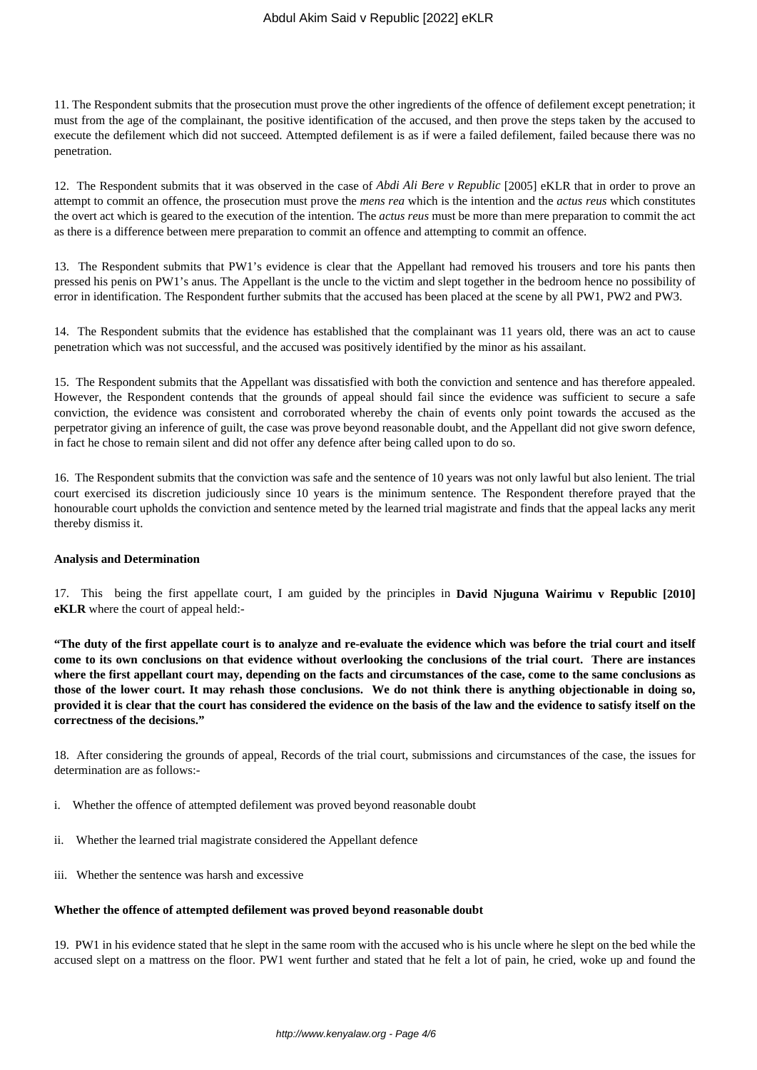11. The Respondent submits that the prosecution must prove the other ingredients of the offence of defilement except penetration; it must from the age of the complainant, the positive identification of the accused, and then prove the steps taken by the accused to execute the defilement which did not succeed. Attempted defilement is as if were a failed defilement, failed because there was no penetration.

12. The Respondent submits that it was observed in the case of *Abdi Ali Bere v Republic* [2005] eKLR that in order to prove an attempt to commit an offence, the prosecution must prove the *mens rea* which is the intention and the *actus reus* which constitutes the overt act which is geared to the execution of the intention. The *actus reus* must be more than mere preparation to commit the act as there is a difference between mere preparation to commit an offence and attempting to commit an offence.

13. The Respondent submits that PW1's evidence is clear that the Appellant had removed his trousers and tore his pants then pressed his penis on PW1's anus. The Appellant is the uncle to the victim and slept together in the bedroom hence no possibility of error in identification. The Respondent further submits that the accused has been placed at the scene by all PW1, PW2 and PW3.

14. The Respondent submits that the evidence has established that the complainant was 11 years old, there was an act to cause penetration which was not successful, and the accused was positively identified by the minor as his assailant.

15. The Respondent submits that the Appellant was dissatisfied with both the conviction and sentence and has therefore appealed. However, the Respondent contends that the grounds of appeal should fail since the evidence was sufficient to secure a safe conviction, the evidence was consistent and corroborated whereby the chain of events only point towards the accused as the perpetrator giving an inference of guilt, the case was prove beyond reasonable doubt, and the Appellant did not give sworn defence, in fact he chose to remain silent and did not offer any defence after being called upon to do so.

16. The Respondent submits that the conviction was safe and the sentence of 10 years was not only lawful but also lenient. The trial court exercised its discretion judiciously since 10 years is the minimum sentence. The Respondent therefore prayed that the honourable court upholds the conviction and sentence meted by the learned trial magistrate and finds that the appeal lacks any merit thereby dismiss it.

**Analysis and Determination**

17. This being the first appellate court, I am guided by the principles in **David Njuguna Wairimu v Republic [2010] eKLR** where the court of appeal held:-

**"The duty of the first appellate court is to analyze and re-evaluate the evidence which was before the trial court and itself come to its own conclusions on that evidence without overlooking the conclusions of the trial court. There are instances where the first appellant court may, depending on the facts and circumstances of the case, come to the same conclusions as those of the lower court. It may rehash those conclusions. We do not think there is anything objectionable in doing so, provided it is clear that the court has considered the evidence on the basis of the law and the evidence to satisfy itself on the correctness of the decisions."**

18. After considering the grounds of appeal, Records of the trial court, submissions and circumstances of the case, the issues for determination are as follows:-

i. Whether the offence of attempted defilement was proved beyond reasonable doubt

ii. Whether the learned trial magistrate considered the Appellant defence

iii. Whether the sentence was harsh and excessive

**Whether the offence of attempted defilement was proved beyond reasonable doubt**

19. PW1 in his evidence stated that he slept in the same room with the accused who is his uncle where he slept on the bed while the accused slept on a mattress on the floor. PW1 went further and stated that he felt a lot of pain, he cried, woke up and found the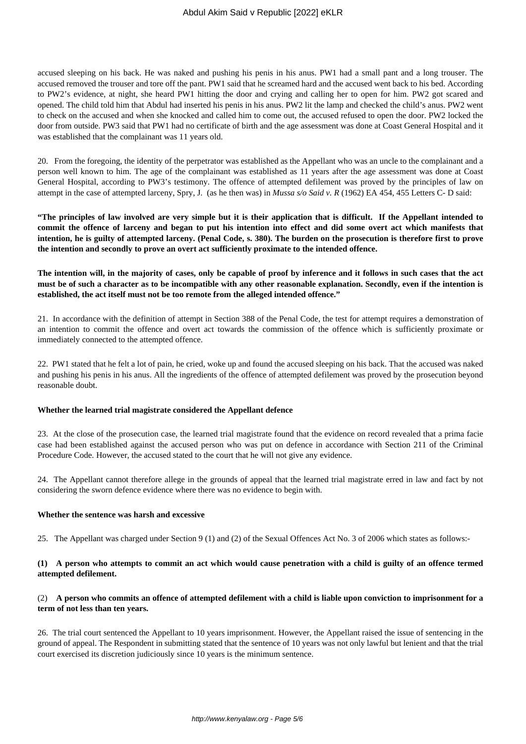accused sleeping on his back. He was naked and pushing his penis in his anus. PW1 had a small pant and a long trouser. The accused removed the trouser and tore off the pant. PW1 said that he screamed hard and the accused went back to his bed. According to PW2's evidence, at night, she heard PW1 hitting the door and crying and calling her to open for him. PW2 got scared and opened. The child told him that Abdul had inserted his penis in his anus. PW2 lit the lamp and checked the child's anus. PW2 went to check on the accused and when she knocked and called him to come out, the accused refused to open the door. PW2 locked the door from outside. PW3 said that PW1 had no certificate of birth and the age assessment was done at Coast General Hospital and it was established that the complainant was 11 years old.

20. From the foregoing, the identity of the perpetrator was established as the Appellant who was an uncle to the complainant and a person well known to him. The age of the complainant was established as 11 years after the age assessment was done at Coast General Hospital, according to PW3's testimony. The offence of attempted defilement was proved by the principles of law on attempt in the case of attempted larceny, Spry, J. (as he then was) in *Mussa s/o Said v. R* (1962) EA 454, 455 Letters C- D said:

**"The principles of law involved are very simple but it is their application that is difficult. If the Appellant intended to commit the offence of larceny and began to put his intention into effect and did some overt act which manifests that intention, he is guilty of attempted larceny. (Penal Code, s. 380). The burden on the prosecution is therefore first to prove the intention and secondly to prove an overt act sufficiently proximate to the intended offence.**

**The intention will, in the majority of cases, only be capable of proof by inference and it follows in such cases that the act must be of such a character as to be incompatible with any other reasonable explanation. Secondly, even if the intention is established, the act itself must not be too remote from the alleged intended offence."**

21. In accordance with the definition of attempt in Section 388 of the Penal Code, the test for attempt requires a demonstration of an intention to commit the offence and overt act towards the commission of the offence which is sufficiently proximate or immediately connected to the attempted offence.

22. PW1 stated that he felt a lot of pain, he cried, woke up and found the accused sleeping on his back. That the accused was naked and pushing his penis in his anus. All the ingredients of the offence of attempted defilement was proved by the prosecution beyond reasonable doubt.

**Whether the learned trial magistrate considered the Appellant defence**

23. At the close of the prosecution case, the learned trial magistrate found that the evidence on record revealed that a prima facie case had been established against the accused person who was put on defence in accordance with Section 211 of the Criminal Procedure Code. However, the accused stated to the court that he will not give any evidence.

24. The Appellant cannot therefore allege in the grounds of appeal that the learned trial magistrate erred in law and fact by not considering the sworn defence evidence where there was no evidence to begin with.

**Whether the sentence was harsh and excessive**

25. The Appellant was charged under Section 9 (1) and (2) of the Sexual Offences Act No. 3 of 2006 which states as follows:-

**(1) A person who attempts to commit an act which would cause penetration with a child is guilty of an offence termed attempted defilement.**

(2) **A person who commits an offence of attempted defilement with a child is liable upon conviction to imprisonment for a term of not less than ten years.**

26. The trial court sentenced the Appellant to 10 years imprisonment. However, the Appellant raised the issue of sentencing in the ground of appeal. The Respondent in submitting stated that the sentence of 10 years was not only lawful but lenient and that the trial court exercised its discretion judiciously since 10 years is the minimum sentence.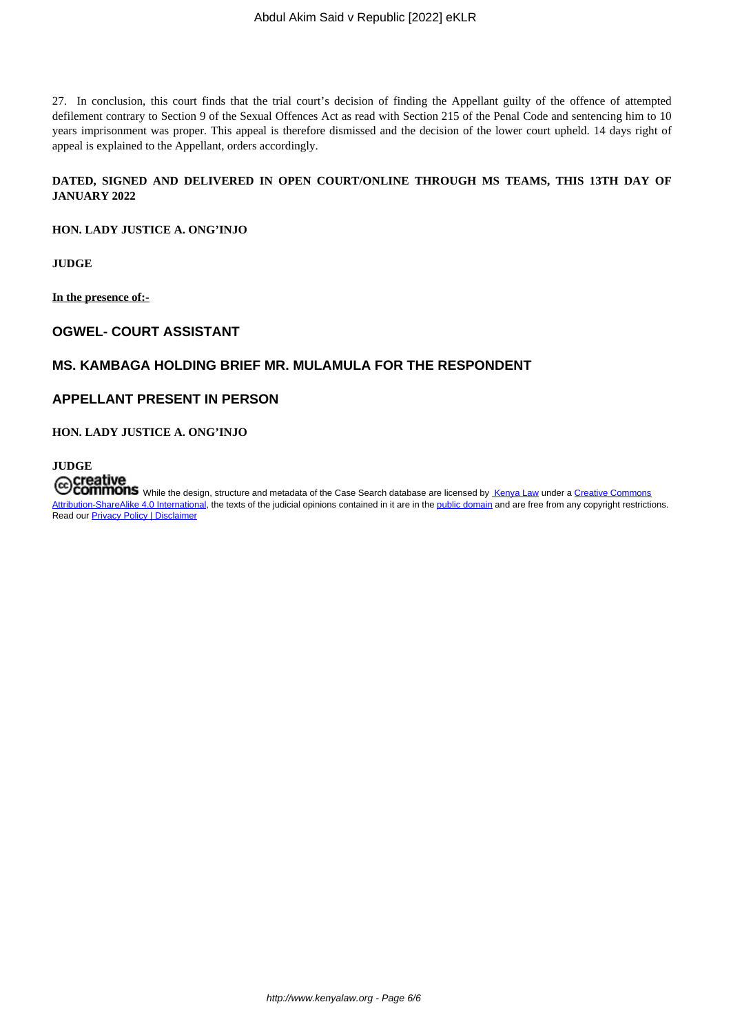27. In conclusion, this court finds that the trial court's decision of finding the Appellant guilty of the offence of attempted defilement contrary to Section 9 of the Sexual Offences Act as read with Section 215 of the Penal Code and sentencing him to 10 years imprisonment was proper. This appeal is therefore dismissed and the decision of the lower court upheld. 14 days right of appeal is explained to the Appellant, orders accordingly.

**DATED, SIGNED AND DELIVERED IN OPEN COURT/ONLINE THROUGH MS TEAMS, THIS 13TH DAY OF JANUARY 2022**

**HON. LADY JUSTICE A. ONG'INJO**

**JUDGE**

**<u>In the presence of:-</u>**

### OGWEL- COURT ASSISTANT

### MS. KAMBAGA HOLDING BRIEF MR. MULAMULA FOR THE RESPONDENT

### APPELLANT PRESENT IN PERSON

**HON. LADY JUSTICE A. ONG'INJO**

**JUDGE**

While the design, structure and metadata of the Case Search database are licensed by Kenya Law under a Creative Commons Attribution-ShareAlike 4.0 International, the texts of the judicial opinions contained in it are in the public domain and are free from any copyright restrictions. Read our Privacy Policy | Disclaimer